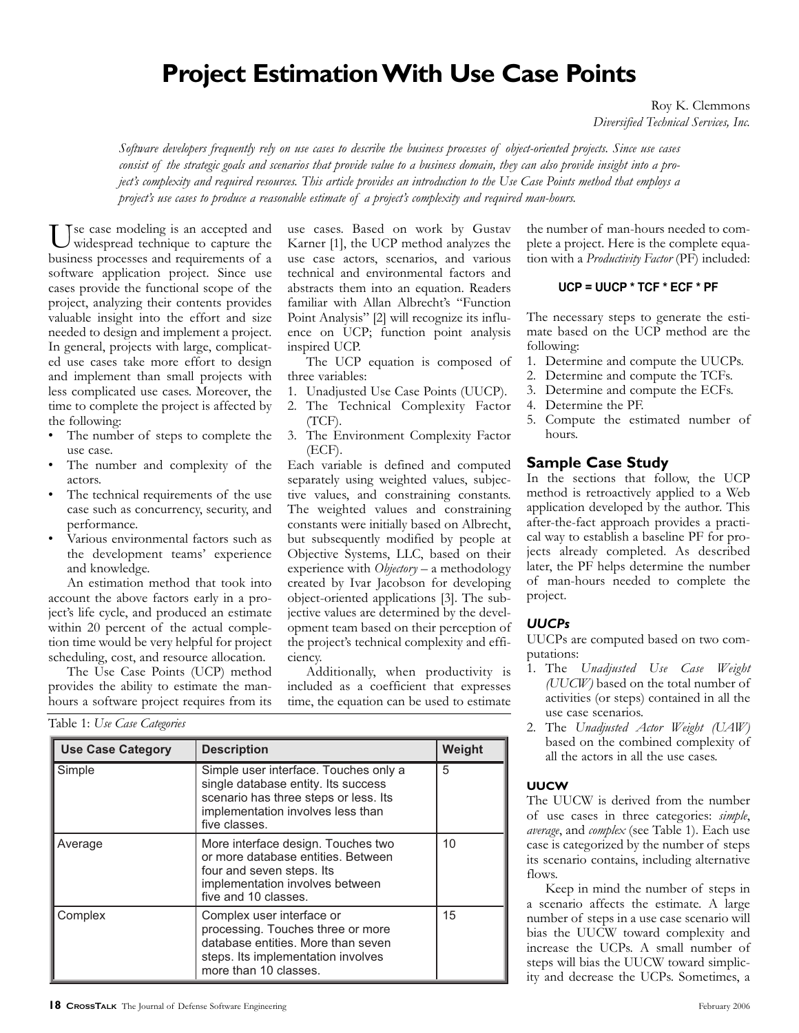# Project Estimation With Use Case Points

Roy K. Clemmons
*Diversified Technical Services, Inc.*

*Software developers frequently rely on use cases to describe the business processes of object-oriented projects. Since use cases consist of the strategic goals and scenarios that provide value to a business domain, they can also provide insight into a project's complexity and required resources. This article provides an introduction to the Use Case Points method that employs a project's use cases to produce a reasonable estimate of a project's complexity and required man-hours.*

Use case modeling is an accepted and widespread technique to capture the business processes and requirements of a software application project. Since use cases provide the functional scope of the project, analyzing their contents provides valuable insight into the effort and size needed to design and implement a project. In general, projects with large, complicated use cases take more effort to design and implement than small projects with less complicated use cases. Moreover, the time to complete the project is affected by the following:

- The number of steps to complete the use case.
- The number and complexity of the actors.
- The technical requirements of the use case such as concurrency, security, and performance.
- Various environmental factors such as the development teams' experience and knowledge.

An estimation method that took into account the above factors early in a project's life cycle, and produced an estimate within 20 percent of the actual completion time would be very helpful for project scheduling, cost, and resource allocation.

The Use Case Points (UCP) method provides the ability to estimate the man-hours a software project requires from its use cases. Based on work by Gustav Karner [1], the UCP method analyzes the use case actors, scenarios, and various technical and environmental factors and abstracts them into an equation. Readers familiar with Allan Albrecht's "Function Point Analysis" [2] will recognize its influence on UCP; function point analysis inspired UCP.

The UCP equation is composed of three variables:

1. Unadjusted Use Case Points (UUCP).
2. The Technical Complexity Factor (TCF).
3. The Environment Complexity Factor (ECF).

Each variable is defined and computed separately using weighted values, subjective values, and constraining constants. The weighted values and constraining constants were initially based on Albrecht, but subsequently modified by people at Objective Systems, LLC, based on their experience with *Objectory* – a methodology created by Ivar Jacobson for developing object-oriented applications [3]. The subjective values are determined by the development team based on their perception of the project's technical complexity and efficiency.

Additionally, when productivity is included as a coefficient that expresses time, the equation can be used to estimate the number of man-hours needed to complete a project. Here is the complete equation with a *Productivity Factor* (PF) included:

**UCP = UUCP * TCF * ECF * PF**

The necessary steps to generate the estimate based on the UCP method are the following:

1. Determine and compute the UUCPs.
2. Determine and compute the TCFs.
3. Determine and compute the ECFs.
4. Determine the PF.
5. Compute the estimated number of hours.

## Sample Case Study

In the sections that follow, the UCP method is retroactively applied to a Web application developed by the author. This after-the-fact approach provides a practical way to establish a baseline PF for projects already completed. As described later, the PF helps determine the number of man-hours needed to complete the project.

### *UUCPs*

UUCPs are computed based on two computations:

1. The *Unadjusted Use Case Weight (UUCW)* based on the total number of activities (or steps) contained in all the use case scenarios.
2. The *Unadjusted Actor Weight (UAW)* based on the combined complexity of all the actors in all the use cases.

#### UUCW

The UUCW is derived from the number of use cases in three categories: *simple*, *average*, and *complex* (see Table 1). Each use case is categorized by the number of steps its scenario contains, including alternative flows.

Keep in mind the number of steps in a scenario affects the estimate. A large number of steps in a use case scenario will bias the UUCW toward complexity and increase the UCPs. A small number of steps will bias the UUCW toward simplicity and decrease the UCPs. Sometimes, a

Table 1: *Use Case Categories*

| Use Case Category | Description | Weight |
|---|---|---|
| Simple | Simple user interface. Touches only a single database entity. Its success scenario has three steps or less. Its implementation involves less than five classes. | 5 |
| Average | More interface design. Touches two or more database entities. Between four and seven steps. Its implementation involves between five and 10 classes. | 10 |
| Complex | Complex user interface or processing. Touches three or more database entities. More than seven steps. Its implementation involves more than 10 classes. | 15 |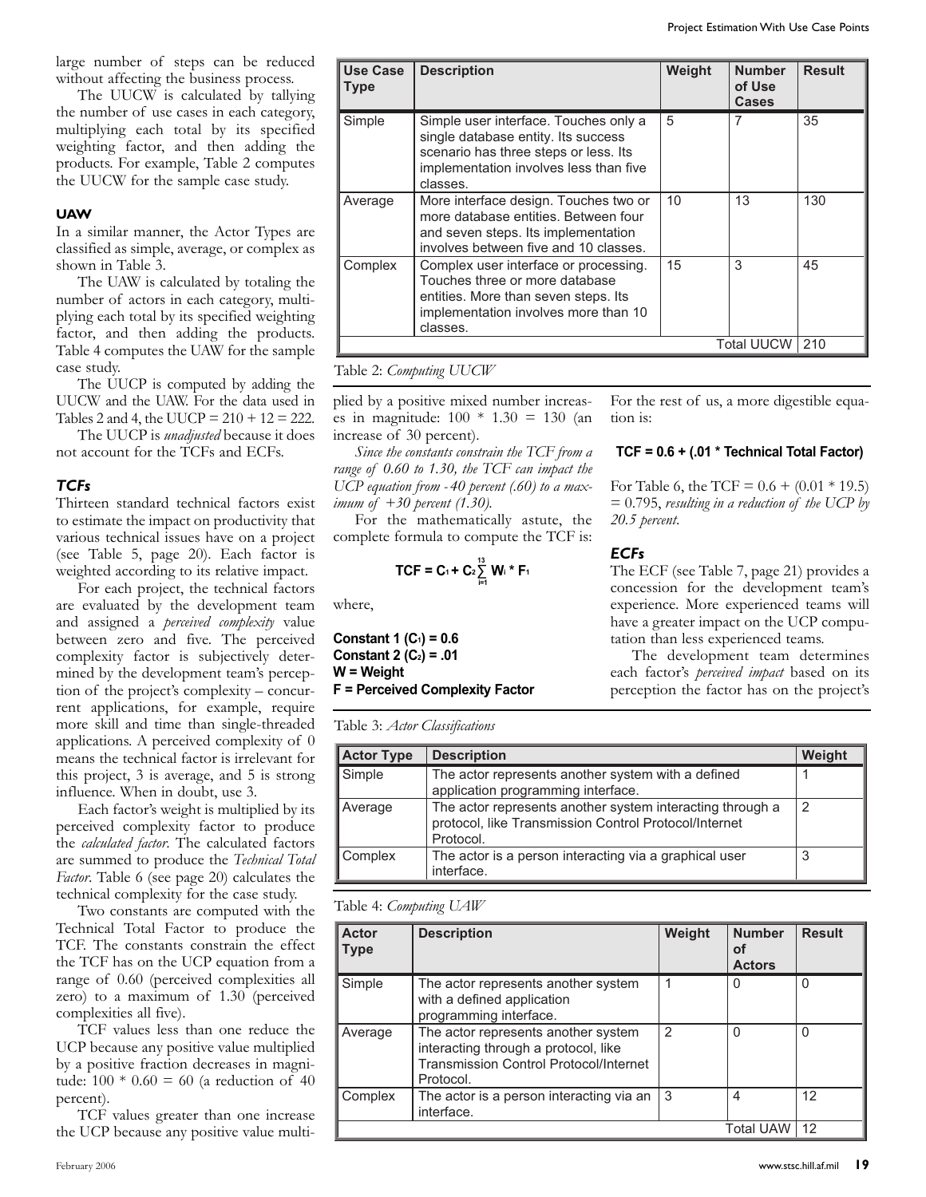large number of steps can be reduced without affecting the business process.

The UUCW is calculated by tallying the number of use cases in each category, multiplying each total by its specified weighting factor, and then adding the products. For example, Table 2 computes the UUCW for the sample case study.

| Use Case Type | Description | Weight | Number of Use Cases | Result |
|---|---|---|---|---|
| Simple | Simple user interface. Touches only a single database entity. Its success scenario has three steps or less. Its implementation involves less than five classes. | 5 | 7 | 35 |
| Average | More interface design. Touches two or more database entities. Between four and seven steps. Its implementation involves between five and 10 classes. | 10 | 13 | 130 |
| Complex | Complex user interface or processing. Touches three or more database entities. More than seven steps. Its implementation involves more than 10 classes. | 15 | 3 | 45 |
| | | | Total UUCW | 210 |

Table 2: *Computing UUCW*

#### UAW

In a similar manner, the Actor Types are classified as simple, average, or complex as shown in Table 3.

The UAW is calculated by totaling the number of actors in each category, multiplying each total by its specified weighting factor, and then adding the products. Table 4 computes the UAW for the sample case study.

The UUCP is computed by adding the UUCW and the UAW. For the data used in Tables 2 and 4, the UUCP = 210 + 12 = 222.

The UUCP is *unadjusted* because it does not account for the TCFs and ECFs.

Table 3: *Actor Classifications*

| Actor Type | Description | Weight |
|---|---|---|
| Simple | The actor represents another system with a defined application programming interface. | 1 |
| Average | The actor represents another system interacting through a protocol, like Transmission Control Protocol/Internet Protocol. | 2 |
| Complex | The actor is a person interacting via a graphical user interface. | 3 |

Table 4: *Computing UAW*

| Actor Type | Description | Weight | Number of Actors | Result |
|---|---|---|---|---|
| Simple | The actor represents another system with a defined application programming interface. | 1 | 0 | 0 |
| Average | The actor represents another system interacting through a protocol, like Transmission Control Protocol/Internet Protocol. | 2 | 0 | 0 |
| Complex | The actor is a person interacting via an interface. | 3 | 4 | 12 |
| | | | Total UAW | 12 |

### *TCFs*

Thirteen standard technical factors exist to estimate the impact on productivity that various technical issues have on a project (see Table 5, page 20). Each factor is weighted according to its relative impact.

For each project, the technical factors are evaluated by the development team and assigned a *perceived complexity* value between zero and five. The perceived complexity factor is subjectively determined by the development team's perception of the project's complexity – concurrent applications, for example, require more skill and time than single-threaded applications. A perceived complexity of 0 means the technical factor is irrelevant for this project, 3 is average, and 5 is strong influence. When in doubt, use 3.

Each factor's weight is multiplied by its perceived complexity factor to produce the *calculated factor*. The calculated factors are summed to produce the *Technical Total Factor*. Table 6 (see page 20) calculates the technical complexity for the case study.

Two constants are computed with the Technical Total Factor to produce the TCF. The constants constrain the effect the TCF has on the UCP equation from a range of 0.60 (perceived complexities all zero) to a maximum of 1.30 (perceived complexities all five).

TCF values less than one reduce the UCP because any positive value multiplied by a positive fraction decreases in magnitude: 100 * 0.60 = 60 (a reduction of 40 percent).

TCF values greater than one increase the UCP because any positive value multiplied by a positive mixed number increases in magnitude: 100 * 1.30 = 130 (an increase of 30 percent).

*Since the constants constrain the TCF from a range of 0.60 to 1.30, the TCF can impact the UCP equation from -40 percent (.60) to a maximum of +30 percent (1.30).*

For the mathematically astute, the complete formula to compute the TCF is:

$$\mathbf{TCF = C_1 + C_2 \sum_{i=1}^{13} W_i * F_1}$$

where,

**Constant 1 ($C_1$) = 0.6**
**Constant 2 ($C_2$) = .01**
**W = Weight**
**F = Perceived Complexity Factor**

For the rest of us, a more digestible equation is:

**TCF = 0.6 + (.01 * Technical Total Factor)**

For Table 6, the TCF = 0.6 + (0.01 * 19.5) = 0.795, *resulting in a reduction of the UCP by 20.5 percent.*

### *ECFs*

The ECF (see Table 7, page 21) provides a concession for the development team's experience. More experienced teams will have a greater impact on the UCP computation than less experienced teams.

The development team determines each factor's *perceived impact* based on its perception the factor has on the project's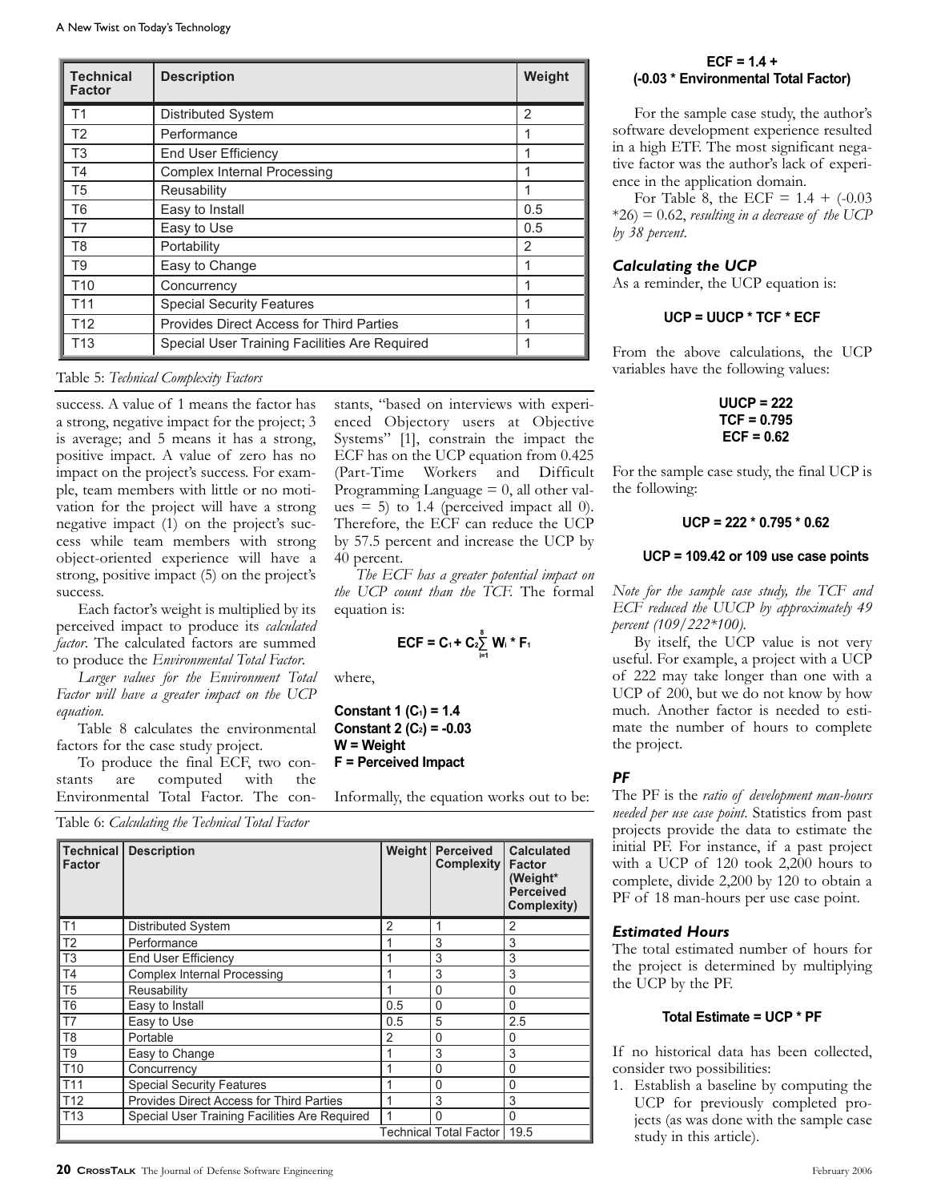| Technical Factor | Description | Weight |
|---|---|---|
| T1 | Distributed System | 2 |
| T2 | Performance | 1 |
| T3 | End User Efficiency | 1 |
| T4 | Complex Internal Processing | 1 |
| T5 | Reusability | 1 |
| T6 | Easy to Install | 0.5 |
| T7 | Easy to Use | 0.5 |
| T8 | Portability | 2 |
| T9 | Easy to Change | 1 |
| T10 | Concurrency | 1 |
| T11 | Special Security Features | 1 |
| T12 | Provides Direct Access for Third Parties | 1 |
| T13 | Special User Training Facilities Are Required | 1 |

Table 5: *Technical Complexity Factors*

success. A value of 1 means the factor has a strong, negative impact for the project; 3 is average; and 5 means it has a strong, positive impact. A value of zero has no impact on the project's success. For example, team members with little or no motivation for the project will have a strong negative impact (1) on the project's success while team members with strong object-oriented experience will have a strong, positive impact (5) on the project's success.

Each factor's weight is multiplied by its perceived impact to produce its *calculated factor*. The calculated factors are summed to produce the *Environmental Total Factor*.

*Larger values for the Environment Total Factor will have a greater impact on the UCP equation.*

Table 8 calculates the environmental factors for the case study project.

To produce the final ECF, two constants are computed with the Environmental Total Factor. The constants, "based on interviews with experienced Objectory users at Objective Systems" [1], constrain the impact the ECF has on the UCP equation from 0.425 (Part-Time Workers and Difficult Programming Language = 0, all other values = 5) to 1.4 (perceived impact all 0). Therefore, the ECF can reduce the UCP by 57.5 percent and increase the UCP by 40 percent.

*The ECF has a greater potential impact on the UCP count than the TCF.* The formal equation is:

$$ECF = C_1 + C_2 \sum_{i=1}^{8} W_i * F_i$$

where,

**Constant 1 ($C_1$) = 1.4**
**Constant 2 ($C_2$) = -0.03**
**W = Weight**
**F = Perceived Impact**

Informally, the equation works out to be:

Table 6: *Calculating the Technical Total Factor*

| Technical Factor | Description | Weight | Perceived Complexity | Calculated Factor (Weight* Perceived Complexity) |
|---|---|---|---|---|
| T1 | Distributed System | 2 | 1 | 2 |
| T2 | Performance | 1 | 3 | 3 |
| T3 | End User Efficiency | 1 | 3 | 3 |
| T4 | Complex Internal Processing | 1 | 3 | 3 |
| T5 | Reusability | 1 | 0 | 0 |
| T6 | Easy to Install | 0.5 | 0 | 0 |
| T7 | Easy to Use | 0.5 | 5 | 2.5 |
| T8 | Portable | 2 | 0 | 0 |
| T9 | Easy to Change | 1 | 3 | 3 |
| T10 | Concurrency | 1 | 0 | 0 |
| T11 | Special Security Features | 1 | 0 | 0 |
| T12 | Provides Direct Access for Third Parties | 1 | 3 | 3 |
| T13 | Special User Training Facilities Are Required | 1 | 0 | 0 |
| | | | Technical Total Factor | 19.5 |

**ECF = 1.4 + (-0.03 * Environmental Total Factor)**

For the sample case study, the author's software development experience resulted in a high ETF. The most significant negative factor was the author's lack of experience in the application domain.

For Table 8, the ECF = 1.4 + (-0.03 *26) = 0.62, *resulting in a decrease of the UCP by 38 percent.*

### Calculating the UCP

As a reminder, the UCP equation is:

**UCP = UUCP * TCF * ECF**

From the above calculations, the UCP variables have the following values:

**UUCP = 222**
**TCF = 0.795**
**ECF = 0.62**

For the sample case study, the final UCP is the following:

**UCP = 222 * 0.795 * 0.62**

**UCP = 109.42 or 109 use case points**

*Note for the sample case study, the TCF and ECF reduced the UUCP by approximately 49 percent (109/222*100).*

By itself, the UCP value is not very useful. For example, a project with a UCP of 222 may take longer than one with a UCP of 200, but we do not know by how much. Another factor is needed to estimate the number of hours to complete the project.

### PF

The PF is the *ratio of development man-hours needed per use case point.* Statistics from past projects provide the data to estimate the initial PF. For instance, if a past project with a UCP of 120 took 2,200 hours to complete, divide 2,200 by 120 to obtain a PF of 18 man-hours per use case point.

### Estimated Hours

The total estimated number of hours for the project is determined by multiplying the UCP by the PF.

**Total Estimate = UCP * PF**

If no historical data has been collected, consider two possibilities:

1. Establish a baseline by computing the UCP for previously completed projects (as was done with the sample case study in this article).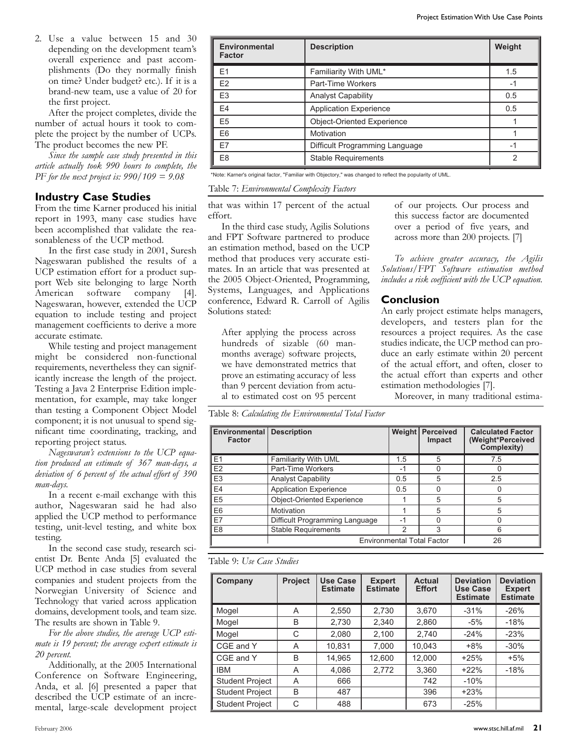2. Use a value between 15 and 30 depending on the development team's overall experience and past accomplishments (Do they normally finish on time? Under budget? etc.). If it is a brand-new team, use a value of 20 for the first project.

After the project completes, divide the number of actual hours it took to complete the project by the number of UCPs. The product becomes the new PF.

*Since the sample case study presented in this article actually took 990 hours to complete, the PF for the next project is: 990/109 = 9.08*

## Industry Case Studies

From the time Karner produced his initial report in 1993, many case studies have been accomplished that validate the reasonableness of the UCP method.

In the first case study in 2001, Suresh Nageswaran published the results of a UCP estimation effort for a product support Web site belonging to large North American software company [4]. Nageswaran, however, extended the UCP equation to include testing and project management coefficients to derive a more accurate estimate.

While testing and project management might be considered non-functional requirements, nevertheless they can significantly increase the length of the project. Testing a Java 2 Enterprise Edition implementation, for example, may take longer than testing a Component Object Model component; it is not unusual to spend significant time coordinating, tracking, and reporting project status.

*Nageswaran's extensions to the UCP equation produced an estimate of 367 man-days, a deviation of 6 percent of the actual effort of 390 man-days.*

In a recent e-mail exchange with this author, Nageswaran said he had also applied the UCP method to performance testing, unit-level testing, and white box testing.

In the second case study, research scientist Dr. Bente Anda [5] evaluated the UCP method in case studies from several companies and student projects from the Norwegian University of Science and Technology that varied across application domains, development tools, and team size. The results are shown in Table 9.

*For the above studies, the average UCP estimate is 19 percent; the average expert estimate is 20 percent.*

Additionally, at the 2005 International Conference on Software Engineering, Anda, et al. [6] presented a paper that described the UCP estimate of an incremental, large-scale development project that was within 17 percent of the actual effort.

In the third case study, Agilis Solutions and FPT Software partnered to produce an estimation method, based on the UCP method that produces very accurate estimates. In an article that was presented at the 2005 Object-Oriented, Programming, Systems, Languages, and Applications conference, Edward R. Carroll of Agilis Solutions stated:

> After applying the process across hundreds of sizable (60 man-months average) software projects, we have demonstrated metrics that prove an estimating accuracy of less than 9 percent deviation from actual to estimated cost on 95 percent of our projects. Our process and this success factor are documented over a period of five years, and across more than 200 projects. [7]

*To achieve greater accuracy, the Agilis Solutions/FPT Software estimation method includes a risk coefficient with the UCP equation.*

## Conclusion

An early project estimate helps managers, developers, and testers plan for the resources a project requires. As the case studies indicate, the UCP method can produce an early estimate within 20 percent of the actual effort, and often, closer to the actual effort than experts and other estimation methodologies [7].

Moreover, in many traditional estima-

| Environmental Factor | Description | Weight |
|---|---|---|
| E1 | Familiarity With UML* | 1.5 |
| E2 | Part-Time Workers | -1 |
| E3 | Analyst Capability | 0.5 |
| E4 | Application Experience | 0.5 |
| E5 | Object-Oriented Experience | 1 |
| E6 | Motivation | 1 |
| E7 | Difficult Programming Language | -1 |
| E8 | Stable Requirements | 2 |

*Note: Karner's original factor, "Familiar with Objectory," was changed to reflect the popularity of UML.

Table 7: *Environmental Complexity Factors*

Table 8: *Calculating the Environmental Total Factor*

| Environmental Factor | Description | Weight | Perceived Impact | Calculated Factor (Weight*Perceived Complexity) |
|---|---|---|---|---|
| E1 | Familiarity With UML | 1.5 | 5 | 7.5 |
| E2 | Part-Time Workers | -1 | 0 | 0 |
| E3 | Analyst Capability | 0.5 | 5 | 2.5 |
| E4 | Application Experience | 0.5 | 0 | 0 |
| E5 | Object-Oriented Experience | 1 | 5 | 5 |
| E6 | Motivation | 1 | 5 | 5 |
| E7 | Difficult Programming Language | -1 | 0 | 0 |
| E8 | Stable Requirements | 2 | 3 | 6 |
| | Environmental Total Factor | | | 26 |

Table 9: *Use Case Studies*

| Company | Project | Use Case Estimate | Expert Estimate | Actual Effort | Deviation Use Case Estimate | Deviation Expert Estimate |
|---|---|---|---|---|---|---|
| Mogel | A | 2,550 | 2,730 | 3,670 | -31% | -26% |
| Mogel | B | 2,730 | 2,340 | 2,860 | -5% | -18% |
| Mogel | C | 2,080 | 2,100 | 2,740 | -24% | -23% |
| CGE and Y | A | 10,831 | 7,000 | 10,043 | +8% | -30% |
| CGE and Y | B | 14,965 | 12,600 | 12,000 | +25% | +5% |
| IBM | A | 4,086 | 2,772 | 3,360 | +22% | -18% |
| Student Project | A | 666 | | 742 | -10% | |
| Student Project | B | 487 | | 396 | +23% | |
| Student Project | C | 488 | | 673 | -25% | |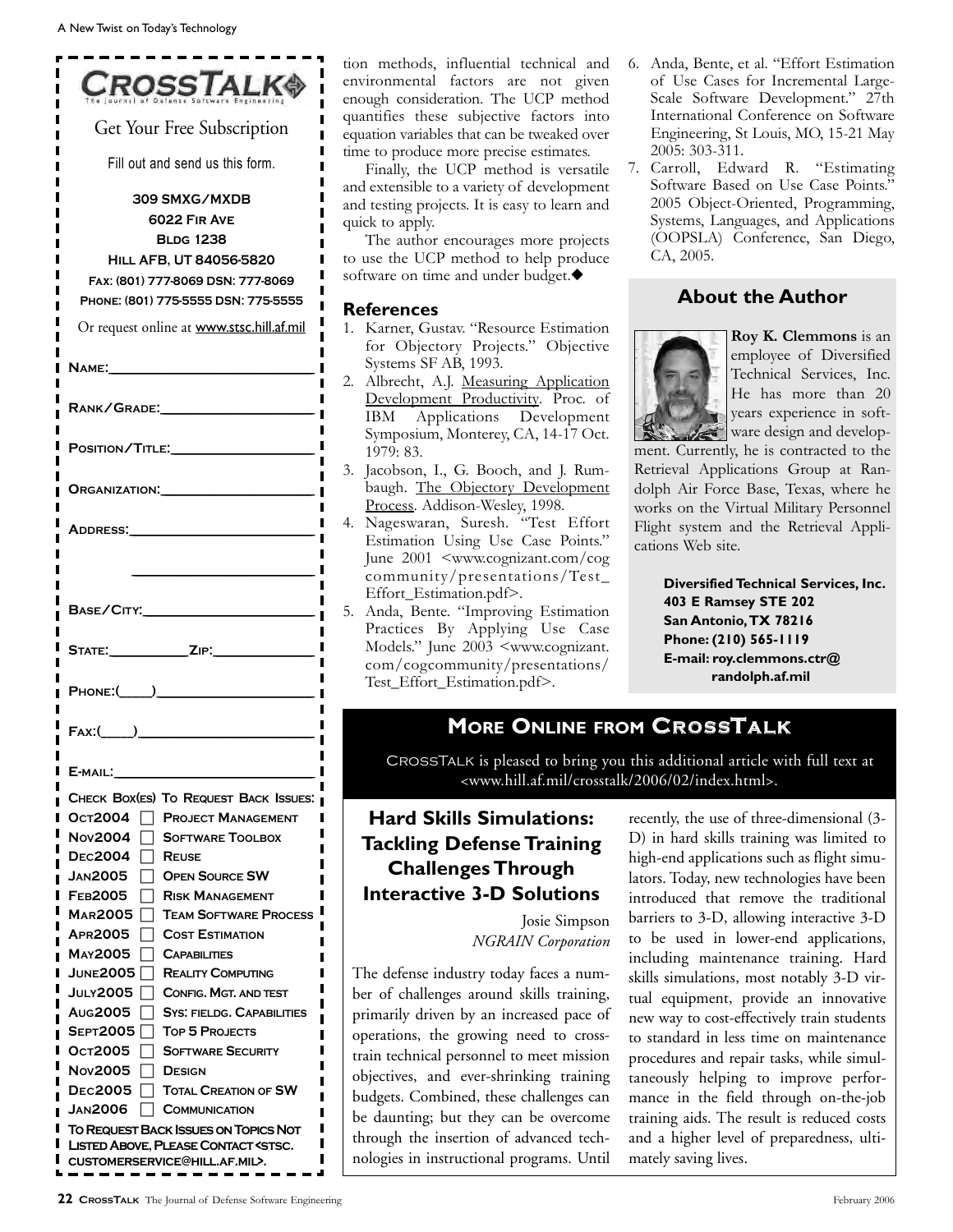tion methods, influential technical and environmental factors are not given enough consideration. The UCP method quantifies these subjective factors into equation variables that can be tweaked over time to produce more precise estimates.

Finally, the UCP method is versatile and extensible to a variety of development and testing projects. It is easy to learn and quick to apply.

The author encourages more projects to use the UCP method to help produce software on time and under budget.◆

## References

1. Karner, Gustav. "Resource Estimation for Objectory Projects." Objective Systems SF AB, 1993.
2. Albrecht, A.J. Measuring Application Development Productivity. Proc. of IBM Applications Development Symposium, Monterey, CA, 14-17 Oct. 1979: 83.
3. Jacobson, I., G. Booch, and J. Rumbaugh. The Objectory Development Process. Addison-Wesley, 1998.
4. Nageswaran, Suresh. "Test Effort Estimation Using Use Case Points." June 2001 <www.cognizant.com/cogcommunity/presentations/Test_Effort_Estimation.pdf>.
5. Anda, Bente. "Improving Estimation Practices By Applying Use Case Models." June 2003 <www.cognizant.com/cogcommunity/presentations/Test_Effort_Estimation.pdf>.
6. Anda, Bente, et al. "Effort Estimation of Use Cases for Incremental Large-Scale Software Development." 27th International Conference on Software Engineering, St Louis, MO, 15-21 May 2005: 303-311.
7. Carroll, Edward R. "Estimating Software Based on Use Case Points." 2005 Object-Oriented, Programming, Systems, Languages, and Applications (OOPSLA) Conference, San Diego, CA, 2005.

## About the Author

**Roy K. Clemmons** is an employee of Diversified Technical Services, Inc. He has more than 20 years experience in software design and development. Currently, he is contracted to the Retrieval Applications Group at Randolph Air Force Base, Texas, where he works on the Virtual Military Personnel Flight system and the Retrieval Applications Web site.

**Diversified Technical Services, Inc.**
**403 E Ramsey STE 202**
**San Antonio, TX 78216**
**Phone: (210) 565-1119**
**E-mail: roy.clemmons.ctr@randolph.af.mil**

## More Online from CrossTalk

CrossTalk is pleased to bring you this additional article with full text at <www.hill.af.mil/crosstalk/2006/02/index.html>.

### Hard Skills Simulations: Tackling Defense Training Challenges Through Interactive 3-D Solutions

Josie Simpson
*NGRAIN Corporation*

The defense industry today faces a number of challenges around skills training, primarily driven by an increased pace of operations, the growing need to cross-train technical personnel to meet mission objectives, and ever-shrinking training budgets. Combined, these challenges can be daunting; but they can be overcome through the insertion of advanced technologies in instructional programs. Until recently, the use of three-dimensional (3-D) in hard skills training was limited to high-end applications such as flight simulators. Today, new technologies have been introduced that remove the traditional barriers to 3-D, allowing interactive 3-D to be used in lower-end applications, including maintenance training. Hard skills simulations, most notably 3-D virtual equipment, provide an innovative new way to cost-effectively train students to standard in less time on maintenance procedures and repair tasks, while simultaneously helping to improve performance in the field through on-the-job training aids. The result is reduced costs and a higher level of preparedness, ultimately saving lives.

---

**CrossTalk** — The Journal of Defense Software Engineering

## Get Your Free Subscription

Fill out and send us this form.

**309 SMXG/MXDB**
**6022 Fir Ave**
**Bldg 1238**
**Hill AFB, UT 84056-5820**
**Fax: (801) 777-8069 DSN: 777-8069**
**Phone: (801) 775-5555 DSN: 775-5555**

Or request online at www.stsc.hill.af.mil

Name:_______________________

Rank/Grade:_______________________

Position/Title:_______________________

Organization:_______________________

Address:_______________________

_______________________

Base/City:_______________________

State:__________ Zip:__________

Phone:(____)_______________________

Fax:(____)_______________________

E-mail:_______________________

**Check Box(es) To Request Back Issues:**

- Oct2004 ☐ Project Management
- Nov2004 ☐ Software Toolbox
- Dec2004 ☐ Reuse
- Jan2005 ☐ Open Source SW
- Feb2005 ☐ Risk Management
- Mar2005 ☐ Team Software Process
- Apr2005 ☐ Cost Estimation
- May2005 ☐ Capabilities
- June2005 ☐ Reality Computing
- July2005 ☐ Config. Mgt. and Test
- Aug2005 ☐ Sys: Fieldg. Capabilities
- Sept2005 ☐ Top 5 Projects
- Oct2005 ☐ Software Security
- Nov2005 ☐ Design
- Dec2005 ☐ Total Creation of SW
- Jan2006 ☐ Communication

**To Request Back Issues on Topics Not Listed Above, Please Contact <stsc.customerservice@hill.af.mil>.**